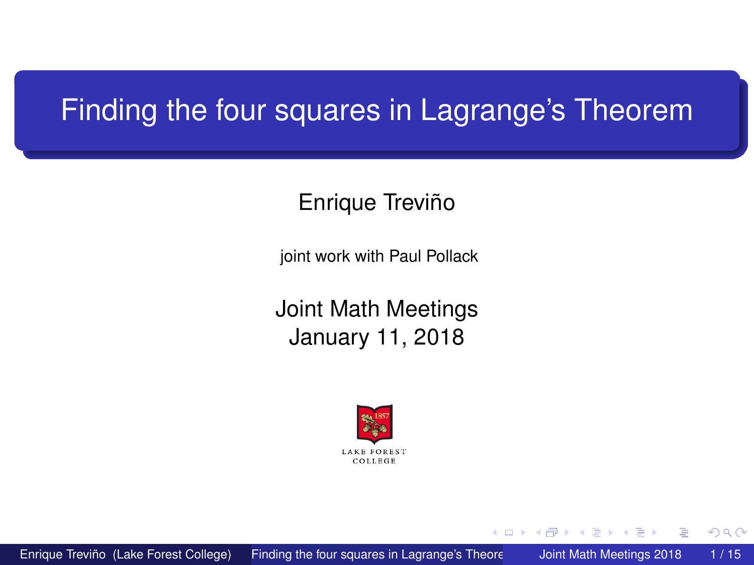# Finding the four squares in Lagrange's Theorem

Enrique Treviño

joint work with Paul Pollack

Joint Math Meetings
January 11, 2018

LAKE FOREST COLLEGE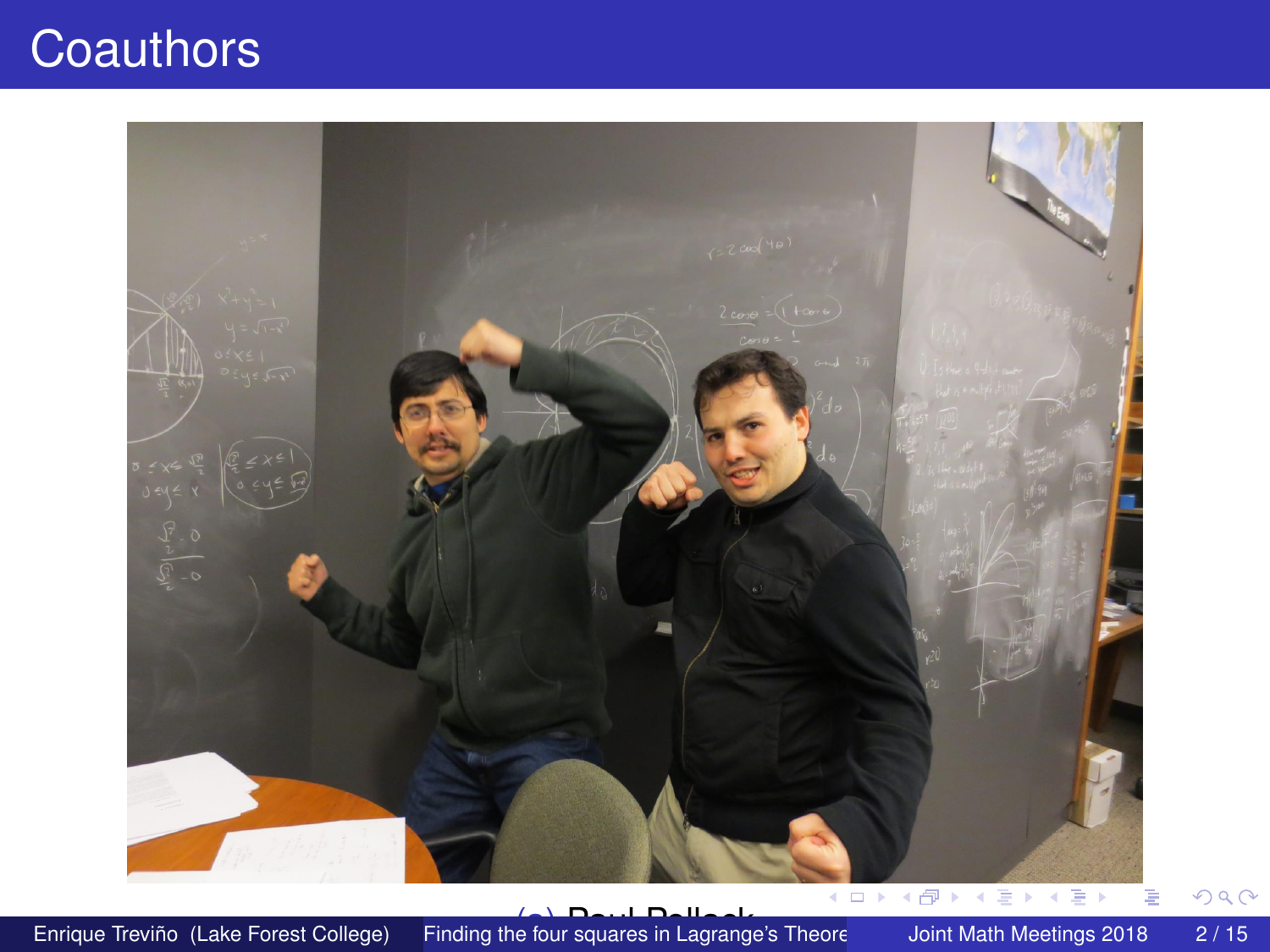# Coauthors

(a) Paul Pollack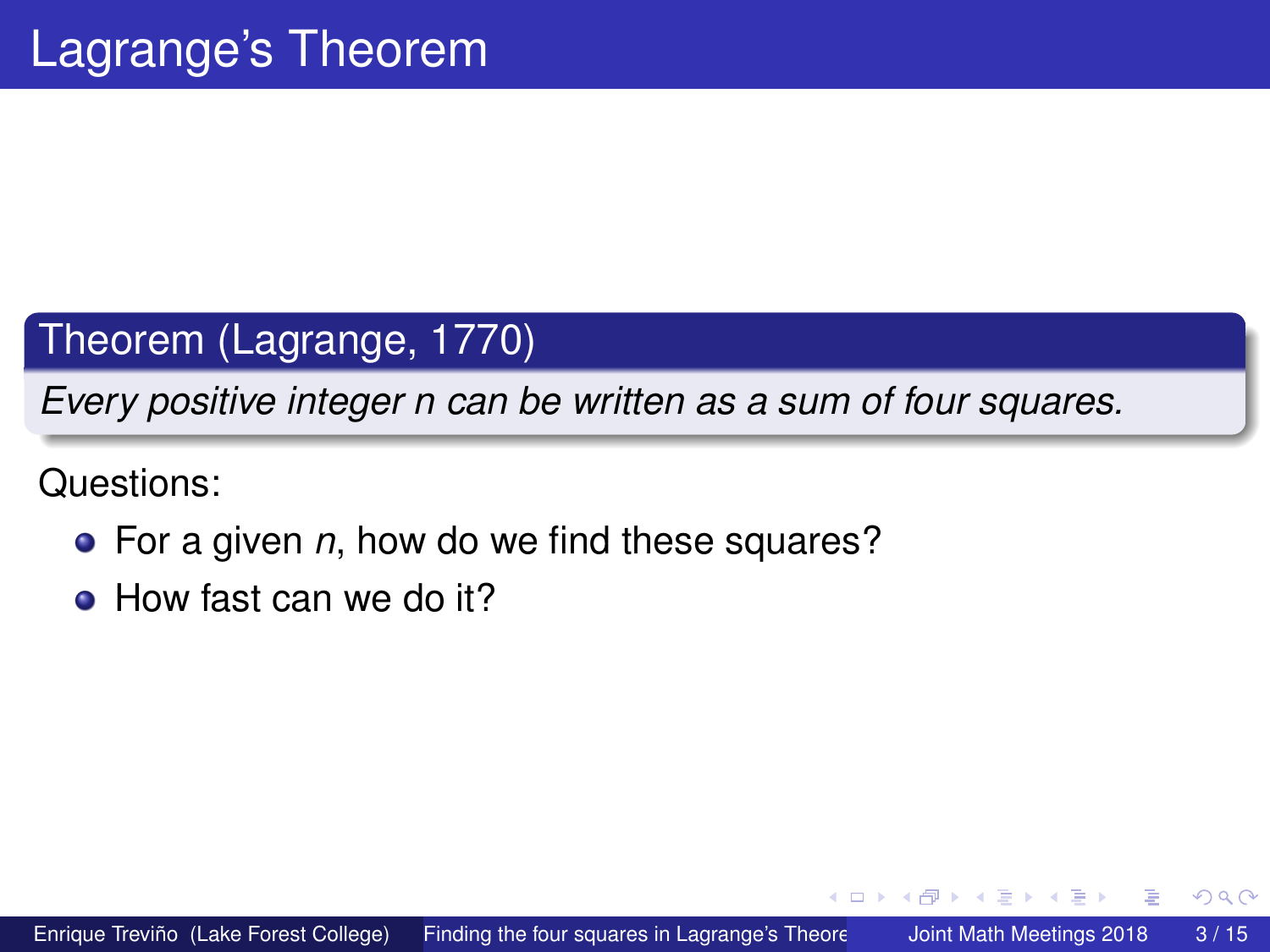# Lagrange's Theorem

**Theorem (Lagrange, 1770)**

*Every positive integer $n$ can be written as a sum of four squares.*

Questions:

- For a given $n$, how do we find these squares?
- How fast can we do it?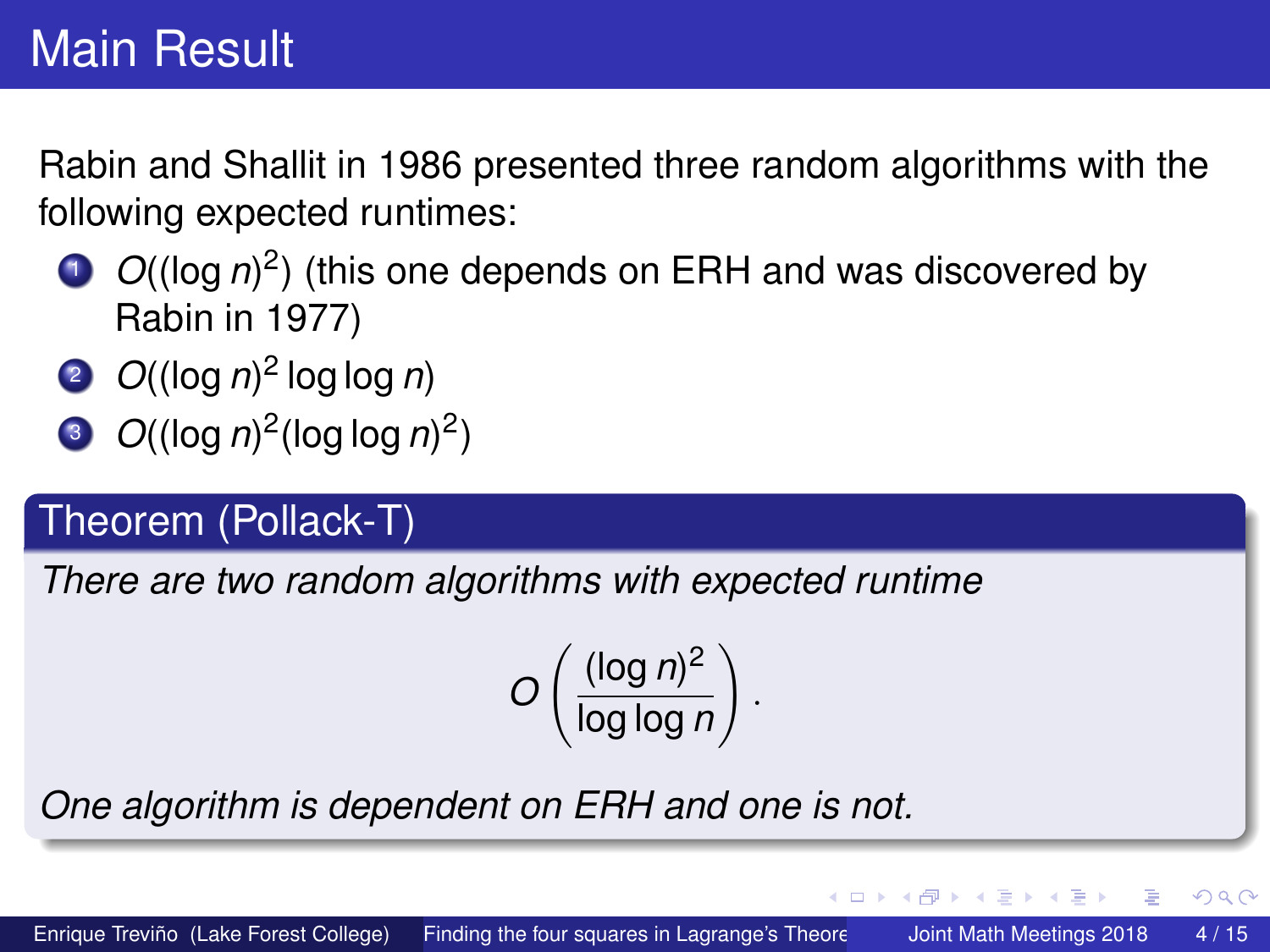# Main Result

Rabin and Shallit in 1986 presented three random algorithms with the following expected runtimes:

1. $O((\log n)^2)$ (this one depends on ERH and was discovered by Rabin in 1977)
2. $O((\log n)^2 \log\log n)$
3. $O((\log n)^2(\log\log n)^2)$

### Theorem (Pollack-T)

*There are two random algorithms with expected runtime*

$$O\left(\frac{(\log n)^2}{\log\log n}\right).$$

*One algorithm is dependent on ERH and one is not.*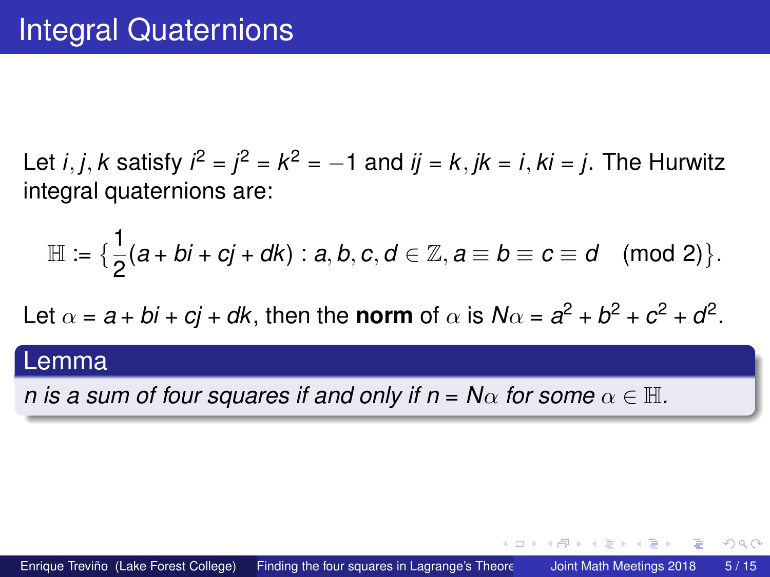# Integral Quaternions

Let $i, j, k$ satisfy $i^2 = j^2 = k^2 = -1$ and $ij = k, jk = i, ki = j$. The Hurwitz integral quaternions are:

$$\mathbb{H} := \{\frac{1}{2}(a + bi + cj + dk) : a, b, c, d \in \mathbb{Z}, a \equiv b \equiv c \equiv d \pmod 2\}.$$

Let $\alpha = a + bi + cj + dk$, then the **norm** of $\alpha$ is $N\alpha = a^2 + b^2 + c^2 + d^2$.

**Lemma**

*$n$ is a sum of four squares if and only if $n = N\alpha$ for some $\alpha \in \mathbb{H}$.*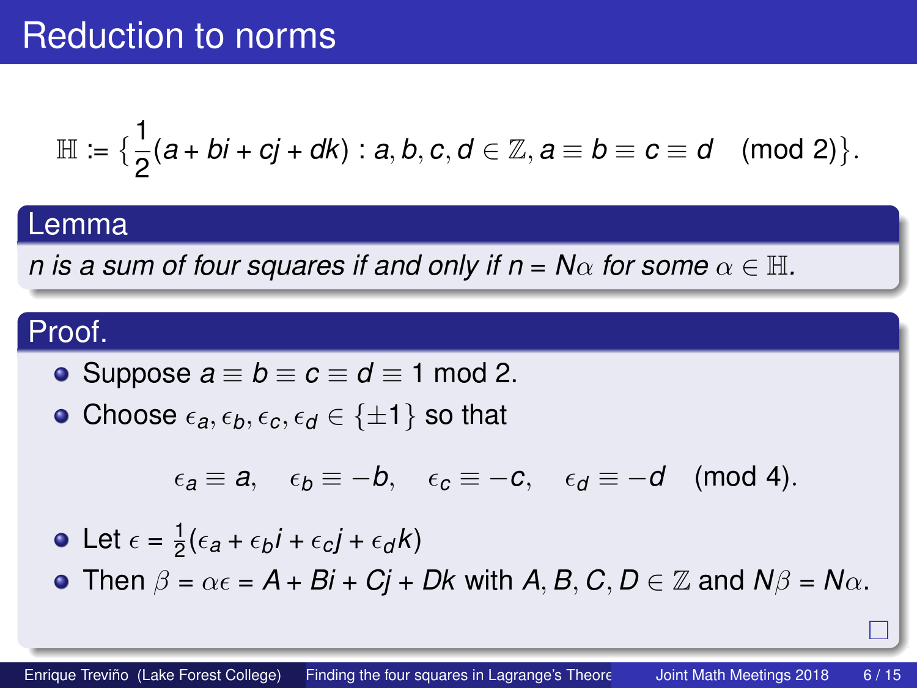# Reduction to norms

$$\mathbb{H} := \{\frac{1}{2}(a + bi + cj + dk) : a, b, c, d \in \mathbb{Z}, a \equiv b \equiv c \equiv d \pmod{2}\}.$$

**Lemma**

*$n$ is a sum of four squares if and only if $n = N\alpha$ for some $\alpha \in \mathbb{H}$.*

**Proof.**

- Suppose $a \equiv b \equiv c \equiv d \equiv 1$ mod 2.
- Choose $\epsilon_a, \epsilon_b, \epsilon_c, \epsilon_d \in \{\pm 1\}$ so that

$$\epsilon_a \equiv a, \quad \epsilon_b \equiv -b, \quad \epsilon_c \equiv -c, \quad \epsilon_d \equiv -d \pmod{4}.$$

- Let $\epsilon = \frac{1}{2}(\epsilon_a + \epsilon_b i + \epsilon_c j + \epsilon_d k)$
- Then $\beta = \alpha\epsilon = A + Bi + Cj + Dk$ with $A, B, C, D \in \mathbb{Z}$ and $N\beta = N\alpha$.

□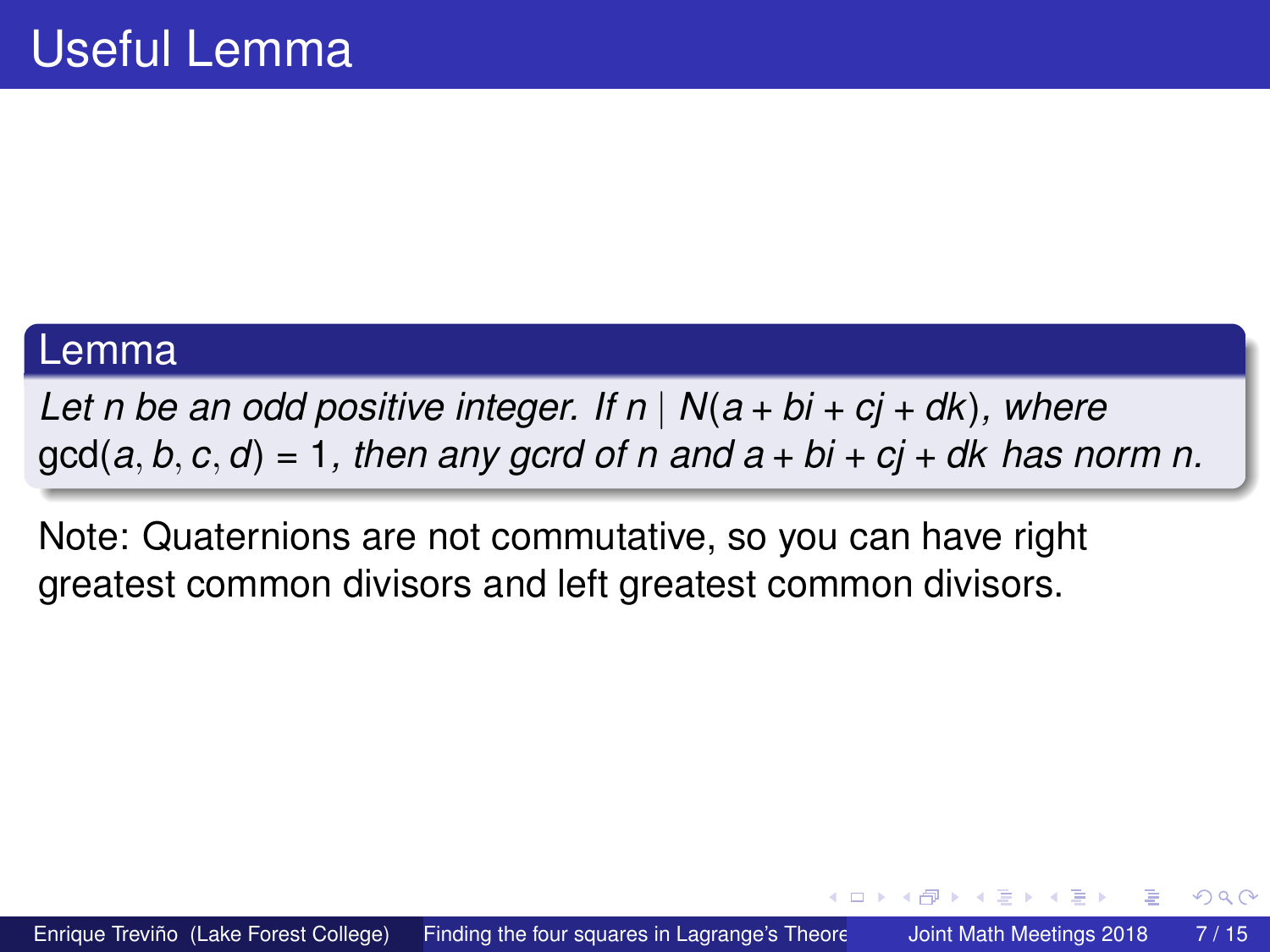# Useful Lemma

**Lemma**

*Let $n$ be an odd positive integer. If $n \mid N(a + bi + cj + dk)$, where $\gcd(a, b, c, d) = 1$, then any gcrd of $n$ and $a + bi + cj + dk$ has norm $n$.*

Note: Quaternions are not commutative, so you can have right greatest common divisors and left greatest common divisors.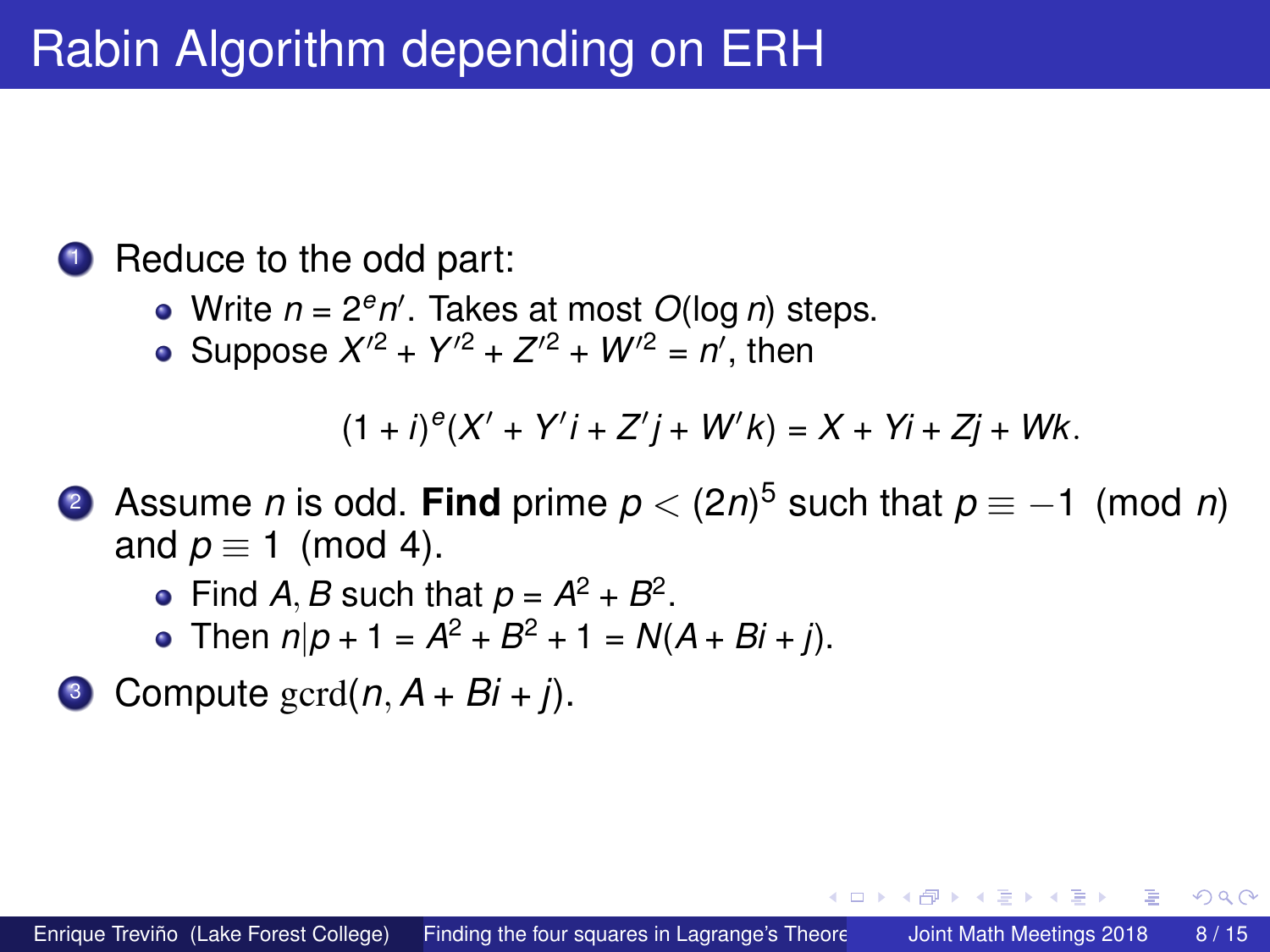# Rabin Algorithm depending on ERH

1. Reduce to the odd part:
   - Write $n = 2^e n'$. Takes at most $O(\log n)$ steps.
   - Suppose $X'^2 + Y'^2 + Z'^2 + W'^2 = n'$, then

$$(1+i)^e(X' + Y'i + Z'j + W'k) = X + Yi + Zj + Wk.$$

2. Assume $n$ is odd. **Find** prime $p < (2n)^5$ such that $p \equiv -1 \pmod{n}$ and $p \equiv 1 \pmod{4}$.
   - Find $A, B$ such that $p = A^2 + B^2$.
   - Then $n | p + 1 = A^2 + B^2 + 1 = N(A + Bi + j)$.
3. Compute $\mathrm{gcrd}(n, A + Bi + j)$.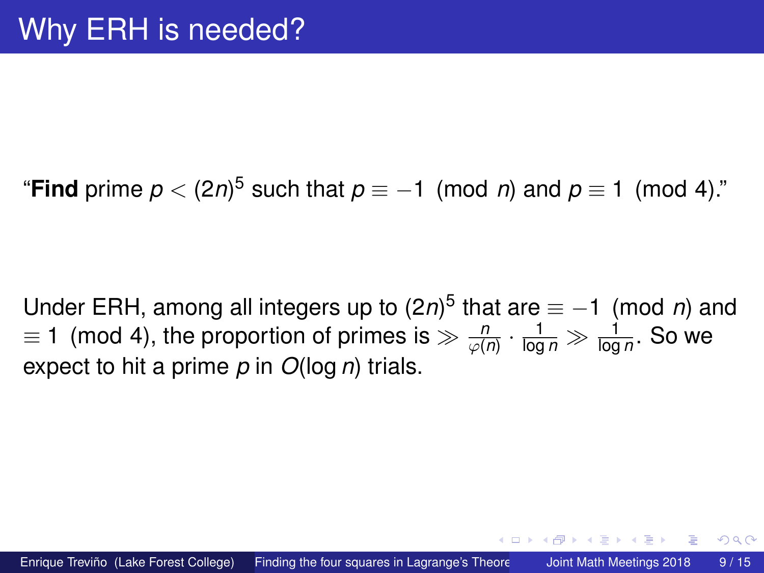# Why ERH is needed?

"**Find** prime $p < (2n)^5$ such that $p \equiv -1 \pmod{n}$ and $p \equiv 1 \pmod{4}$."

Under ERH, among all integers up to $(2n)^5$ that are $\equiv -1 \pmod{n}$ and $\equiv 1 \pmod{4}$, the proportion of primes is $\gg \frac{n}{\varphi(n)} \cdot \frac{1}{\log n} \gg \frac{1}{\log n}$. So we expect to hit a prime $p$ in $O(\log n)$ trials.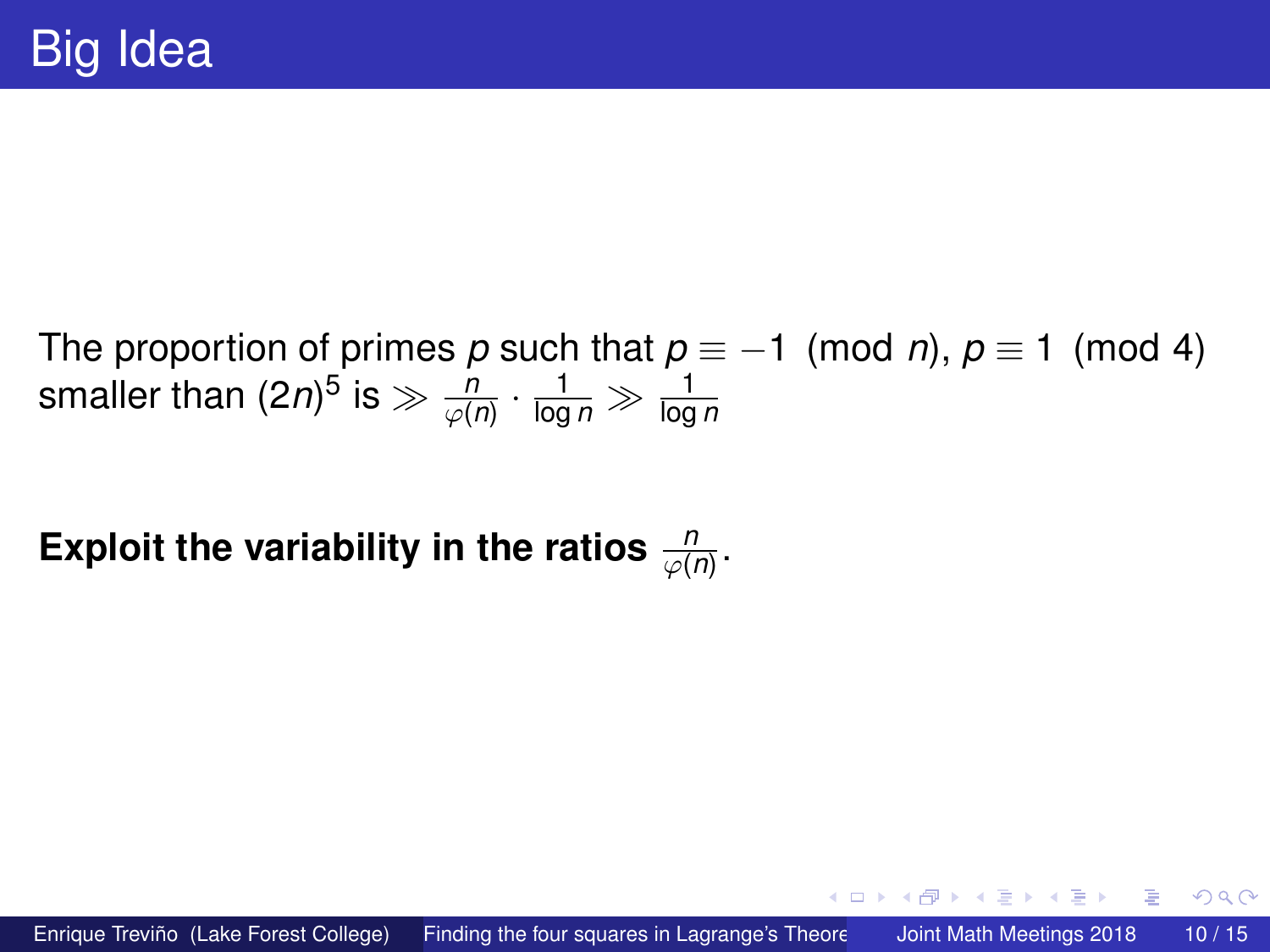# Big Idea

The proportion of primes $p$ such that $p \equiv -1 \pmod{n}$, $p \equiv 1 \pmod{4}$ smaller than $(2n)^5$ is $\gg \frac{n}{\varphi(n)} \cdot \frac{1}{\log n} \gg \frac{1}{\log n}$

**Exploit the variability in the ratios $\frac{n}{\varphi(n)}$.**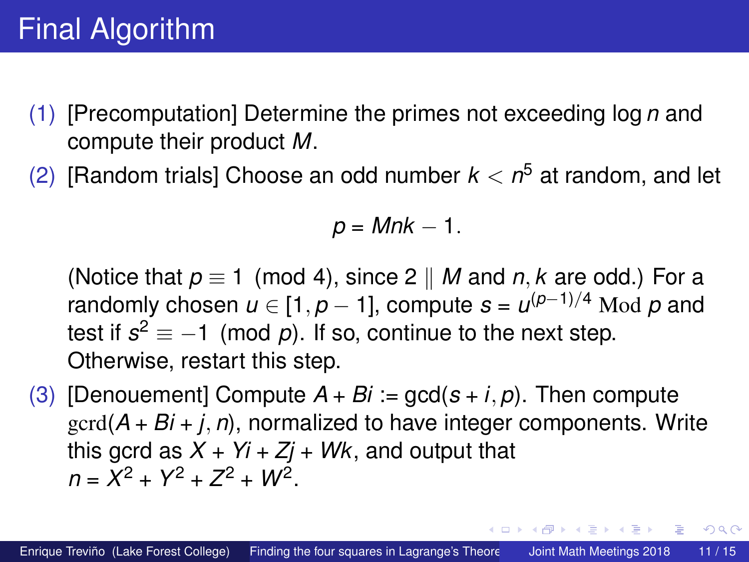# Final Algorithm

(1) [Precomputation] Determine the primes not exceeding $\log n$ and compute their product $M$.

(2) [Random trials] Choose an odd number $k < n^5$ at random, and let

$$p = Mnk - 1.$$

(Notice that $p \equiv 1 \pmod 4$, since $2 \parallel M$ and $n, k$ are odd.) For a randomly chosen $u \in [1, p-1]$, compute $s = u^{(p-1)/4} \operatorname{Mod} p$ and test if $s^2 \equiv -1 \pmod p$. If so, continue to the next step. Otherwise, restart this step.

(3) [Denouement] Compute $A + Bi := \gcd(s + i, p)$. Then compute $\operatorname{gcrd}(A + Bi + j, n)$, normalized to have integer components. Write this gcrd as $X + Yi + Zj + Wk$, and output that $n = X^2 + Y^2 + Z^2 + W^2$.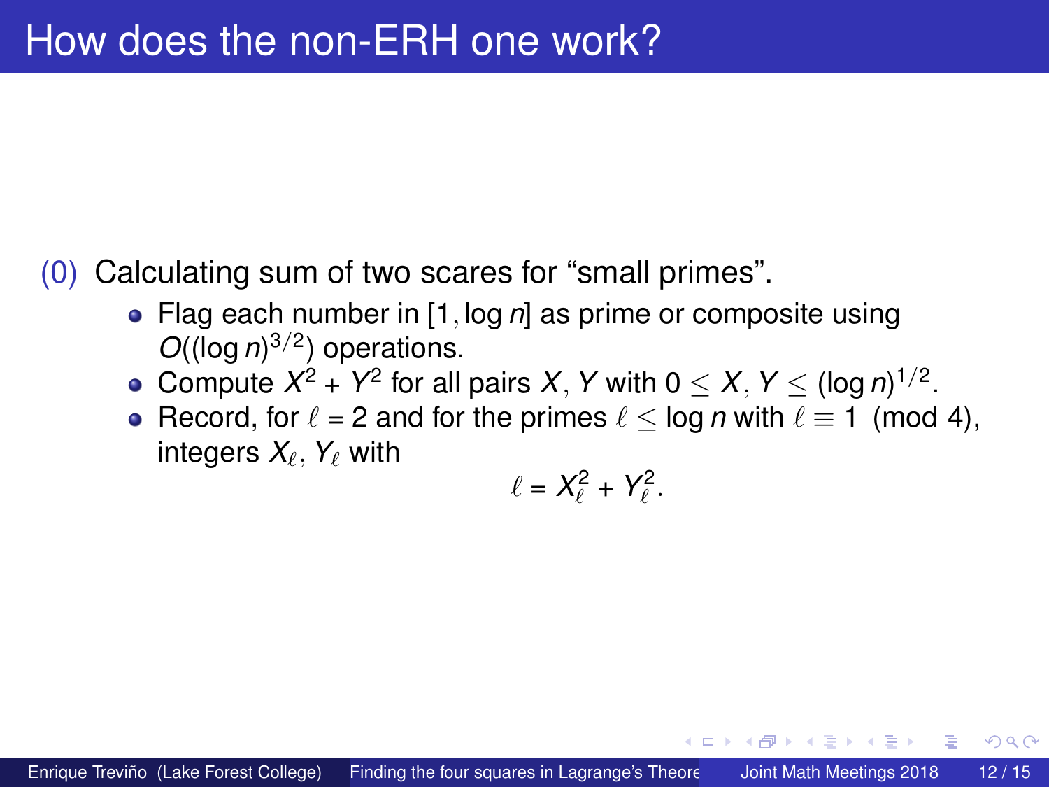# How does the non-ERH one work?

(0) Calculating sum of two scares for "small primes".

- Flag each number in $[1, \log n]$ as prime or composite using $O((\log n)^{3/2})$ operations.
- Compute $X^2 + Y^2$ for all pairs $X, Y$ with $0 \leq X, Y \leq (\log n)^{1/2}$.
- Record, for $\ell = 2$ and for the primes $\ell \leq \log n$ with $\ell \equiv 1 \pmod 4$, integers $X_\ell$, $Y_\ell$ with

$$\ell = X_\ell^2 + Y_\ell^2.$$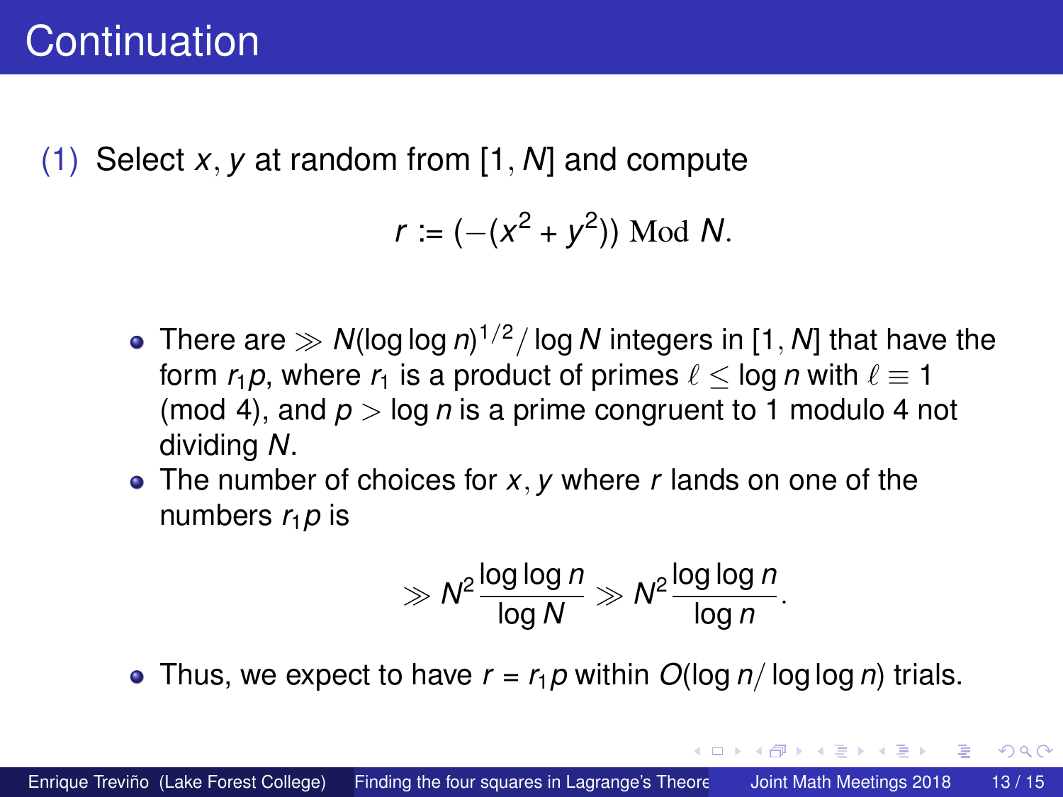# Continuation

(1) Select $x, y$ at random from $[1, N]$ and compute

$$r := (-(x^2 + y^2)) \operatorname{Mod} N.$$

- There are $\gg N(\log\log n)^{1/2}/\log N$ integers in $[1, N]$ that have the form $r_1 p$, where $r_1$ is a product of primes $\ell \leq \log n$ with $\ell \equiv 1 \pmod 4$, and $p > \log n$ is a prime congruent to 1 modulo 4 not dividing $N$.
- The number of choices for $x, y$ where $r$ lands on one of the numbers $r_1 p$ is

$$\gg N^2 \frac{\log\log n}{\log N} \gg N^2 \frac{\log\log n}{\log n}.$$

- Thus, we expect to have $r = r_1 p$ within $O(\log n/\log\log n)$ trials.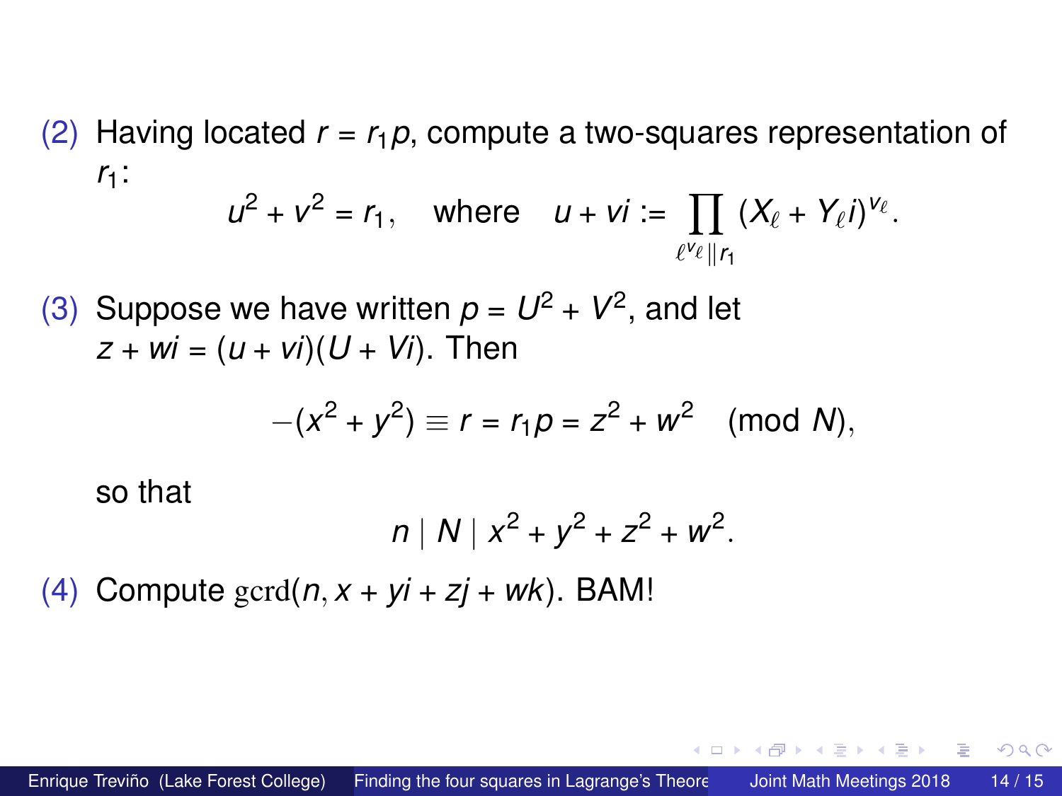(2) Having located $r = r_1 p$, compute a two-squares representation of $r_1$:

$$u^2 + v^2 = r_1, \quad \text{where} \quad u + vi := \prod_{\ell^{v_\ell} \| r_1} (X_\ell + Y_\ell i)^{v_\ell}.$$

(3) Suppose we have written $p = U^2 + V^2$, and let $z + wi = (u + vi)(U + Vi)$. Then

$$-(x^2 + y^2) \equiv r = r_1 p = z^2 + w^2 \pmod{N},$$

so that

$$n \mid N \mid x^2 + y^2 + z^2 + w^2.$$

(4) Compute $\mathrm{gcrd}(n, x + yi + zj + wk)$. BAM!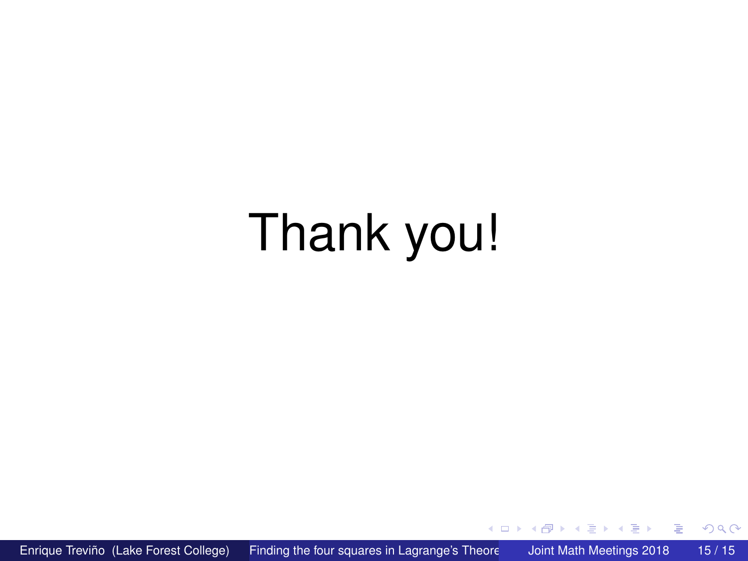# Thank you!